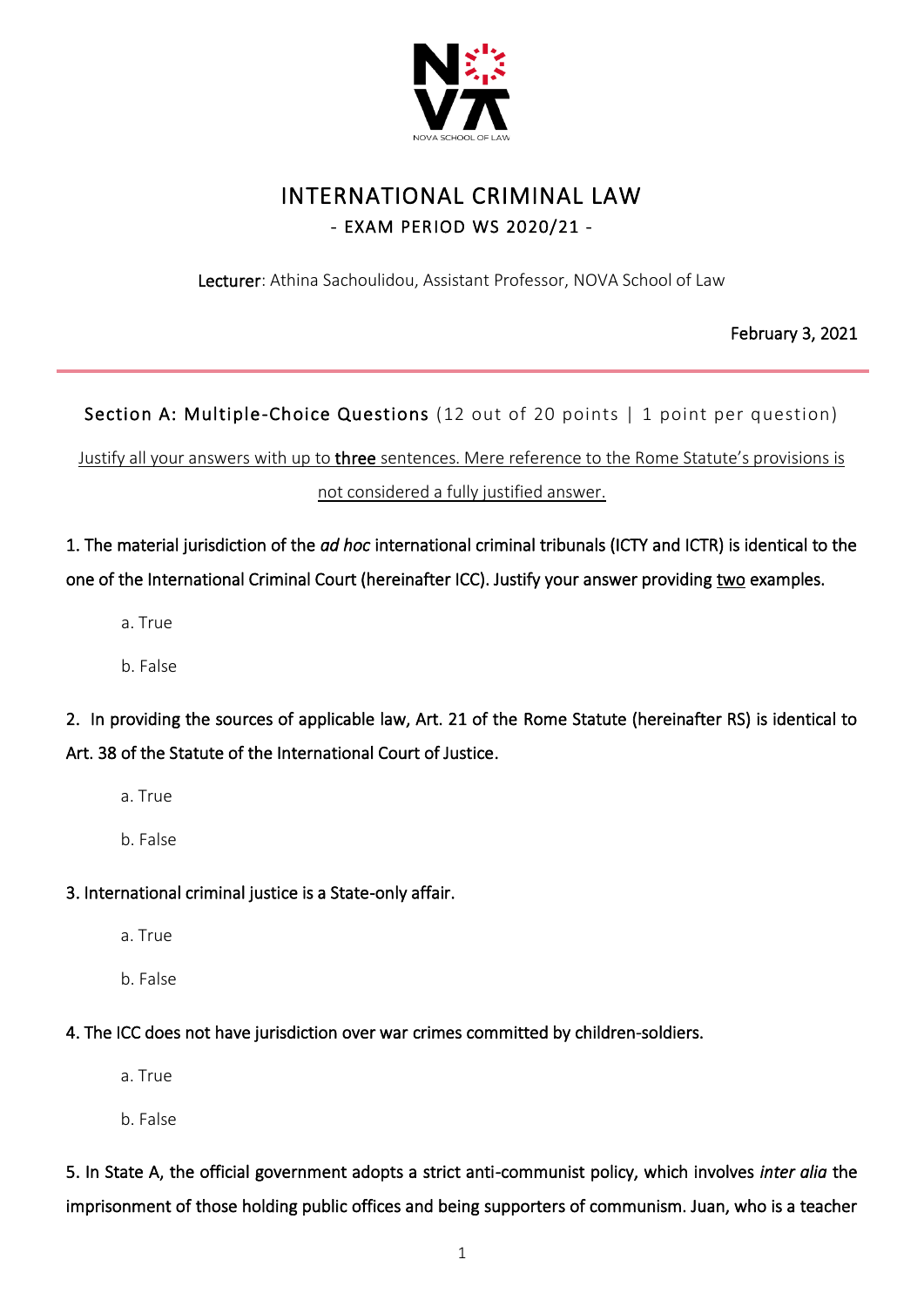# INTERNATIONAL CRIMINAL LAW

## - EXAM PERIOD WS 2020/21 -

**Lecturer**: Athina Sachoulidou, Assistant Professor, NOVA School of Law

February 3, 2021

---

### Section A: Multiple-Choice Questions (12 out of 20 points | 1 point per question)

Justify all your answers with up to **three** sentences. Mere reference to the Rome Statute's provisions is not considered a fully justified answer.

1. The material jurisdiction of the *ad hoc* international criminal tribunals (ICTY and ICTR) is identical to the one of the International Criminal Court (hereinafter ICC). Justify your answer providing two examples.

   a. True

   b. False

2. In providing the sources of applicable law, Art. 21 of the Rome Statute (hereinafter RS) is identical to Art. 38 of the Statute of the International Court of Justice.

   a. True

   b. False

3. International criminal justice is a State-only affair.

   a. True

   b. False

4. The ICC does not have jurisdiction over war crimes committed by children-soldiers.

   a. True

   b. False

5. In State A, the official government adopts a strict anti-communist policy, which involves *inter alia* the imprisonment of those holding public offices and being supporters of communism. Juan, who is a teacher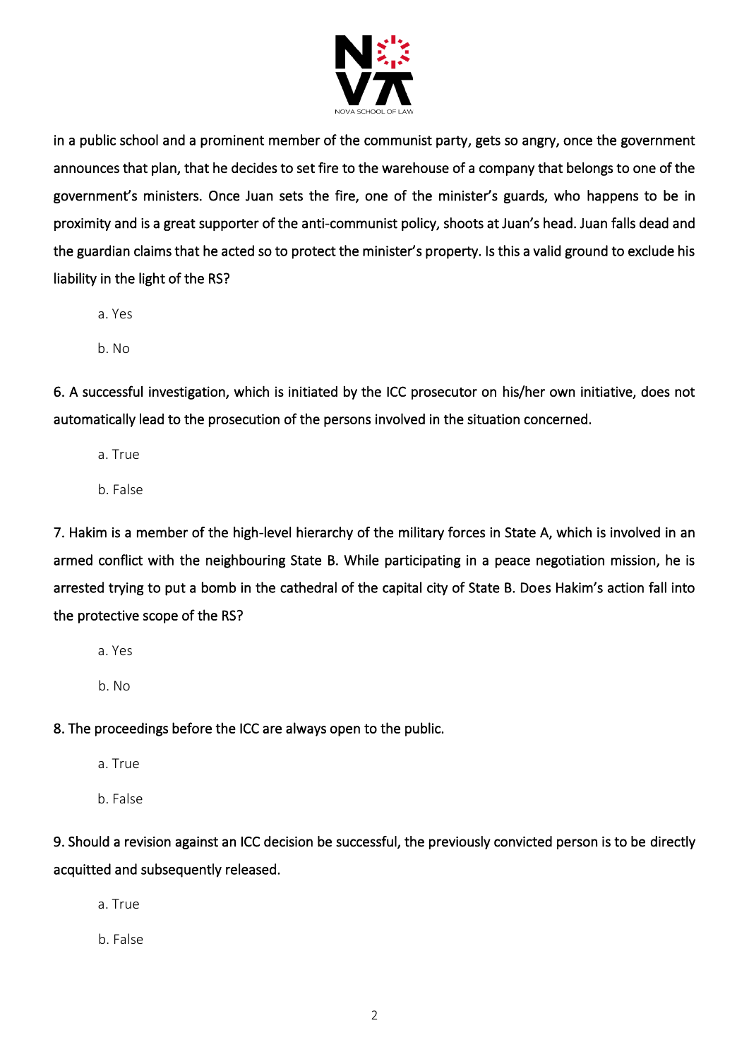in a public school and a prominent member of the communist party, gets so angry, once the government announces that plan, that he decides to set fire to the warehouse of a company that belongs to one of the government's ministers. Once Juan sets the fire, one of the minister's guards, who happens to be in proximity and is a great supporter of the anti-communist policy, shoots at Juan's head. Juan falls dead and the guardian claims that he acted so to protect the minister's property. Is this a valid ground to exclude his liability in the light of the RS?

a. Yes

b. No

6. A successful investigation, which is initiated by the ICC prosecutor on his/her own initiative, does not automatically lead to the prosecution of the persons involved in the situation concerned.

a. True

b. False

7. Hakim is a member of the high-level hierarchy of the military forces in State A, which is involved in an armed conflict with the neighbouring State B. While participating in a peace negotiation mission, he is arrested trying to put a bomb in the cathedral of the capital city of State B. Does Hakim's action fall into the protective scope of the RS?

a. Yes

b. No

8. The proceedings before the ICC are always open to the public.

a. True

b. False

9. Should a revision against an ICC decision be successful, the previously convicted person is to be directly acquitted and subsequently released.

a. True

b. False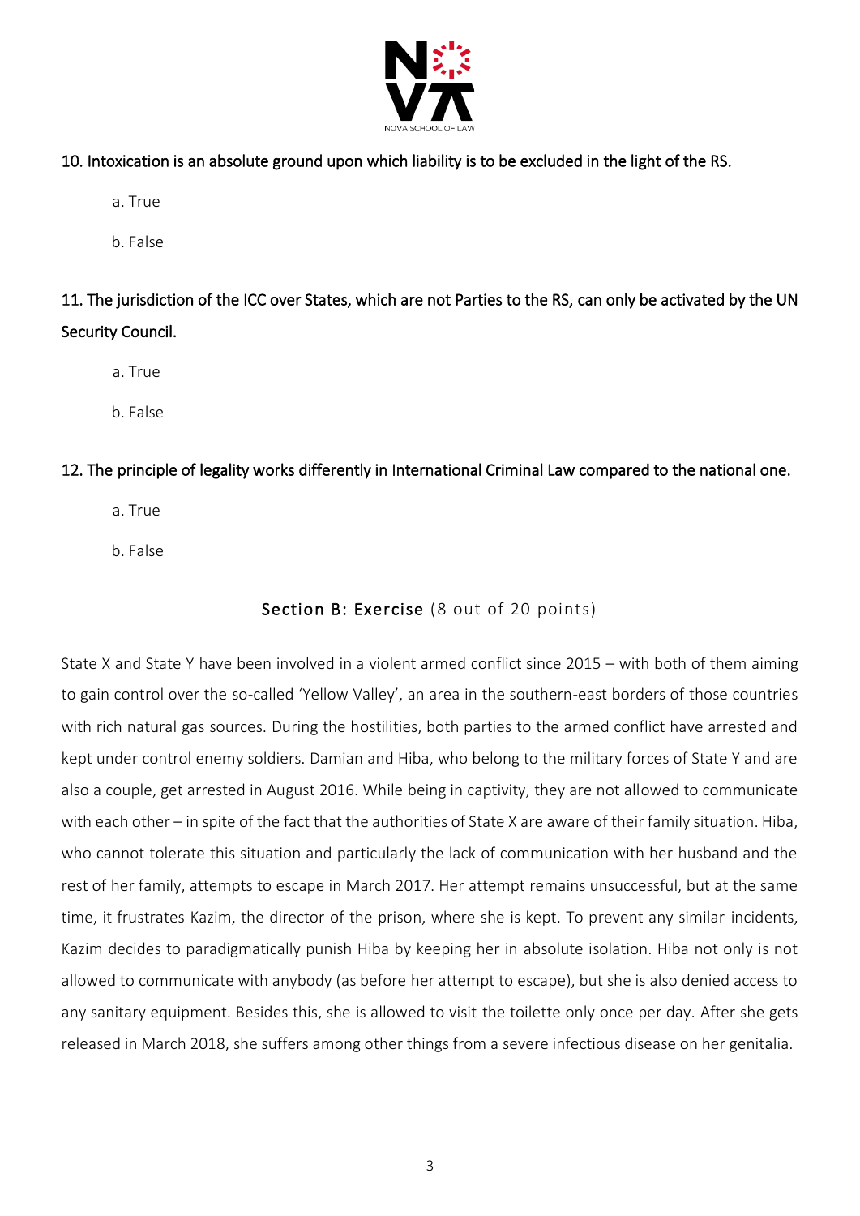10. Intoxication is an absolute ground upon which liability is to be excluded in the light of the RS.

a. True

b. False

11. The jurisdiction of the ICC over States, which are not Parties to the RS, can only be activated by the UN Security Council.

a. True

b. False

12. The principle of legality works differently in International Criminal Law compared to the national one.

a. True

b. False

## Section B: Exercise (8 out of 20 points)

State X and State Y have been involved in a violent armed conflict since 2015 – with both of them aiming to gain control over the so-called 'Yellow Valley', an area in the southern-east borders of those countries with rich natural gas sources. During the hostilities, both parties to the armed conflict have arrested and kept under control enemy soldiers. Damian and Hiba, who belong to the military forces of State Y and are also a couple, get arrested in August 2016. While being in captivity, they are not allowed to communicate with each other – in spite of the fact that the authorities of State X are aware of their family situation. Hiba, who cannot tolerate this situation and particularly the lack of communication with her husband and the rest of her family, attempts to escape in March 2017. Her attempt remains unsuccessful, but at the same time, it frustrates Kazim, the director of the prison, where she is kept. To prevent any similar incidents, Kazim decides to paradigmatically punish Hiba by keeping her in absolute isolation. Hiba not only is not allowed to communicate with anybody (as before her attempt to escape), but she is also denied access to any sanitary equipment. Besides this, she is allowed to visit the toilette only once per day. After she gets released in March 2018, she suffers among other things from a severe infectious disease on her genitalia.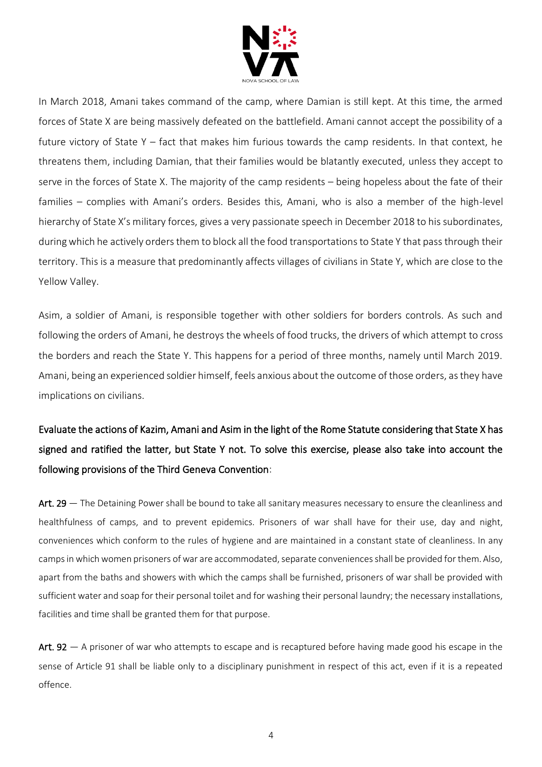In March 2018, Amani takes command of the camp, where Damian is still kept. At this time, the armed forces of State X are being massively defeated on the battlefield. Amani cannot accept the possibility of a future victory of State Y – fact that makes him furious towards the camp residents. In that context, he threatens them, including Damian, that their families would be blatantly executed, unless they accept to serve in the forces of State X. The majority of the camp residents – being hopeless about the fate of their families – complies with Amani's orders. Besides this, Amani, who is also a member of the high-level hierarchy of State X's military forces, gives a very passionate speech in December 2018 to his subordinates, during which he actively orders them to block all the food transportations to State Y that pass through their territory. This is a measure that predominantly affects villages of civilians in State Y, which are close to the Yellow Valley.

Asim, a soldier of Amani, is responsible together with other soldiers for borders controls. As such and following the orders of Amani, he destroys the wheels of food trucks, the drivers of which attempt to cross the borders and reach the State Y. This happens for a period of three months, namely until March 2019. Amani, being an experienced soldier himself, feels anxious about the outcome of those orders, as they have implications on civilians.

**Evaluate the actions of Kazim, Amani and Asim in the light of the Rome Statute considering that State X has signed and ratified the latter, but State Y not. To solve this exercise, please also take into account the following provisions of the Third Geneva Convention:**

**Art. 29** — The Detaining Power shall be bound to take all sanitary measures necessary to ensure the cleanliness and healthfulness of camps, and to prevent epidemics. Prisoners of war shall have for their use, day and night, conveniences which conform to the rules of hygiene and are maintained in a constant state of cleanliness. In any camps in which women prisoners of war are accommodated, separate conveniences shall be provided for them. Also, apart from the baths and showers with which the camps shall be furnished, prisoners of war shall be provided with sufficient water and soap for their personal toilet and for washing their personal laundry; the necessary installations, facilities and time shall be granted them for that purpose.

**Art. 92** — A prisoner of war who attempts to escape and is recaptured before having made good his escape in the sense of Article 91 shall be liable only to a disciplinary punishment in respect of this act, even if it is a repeated offence.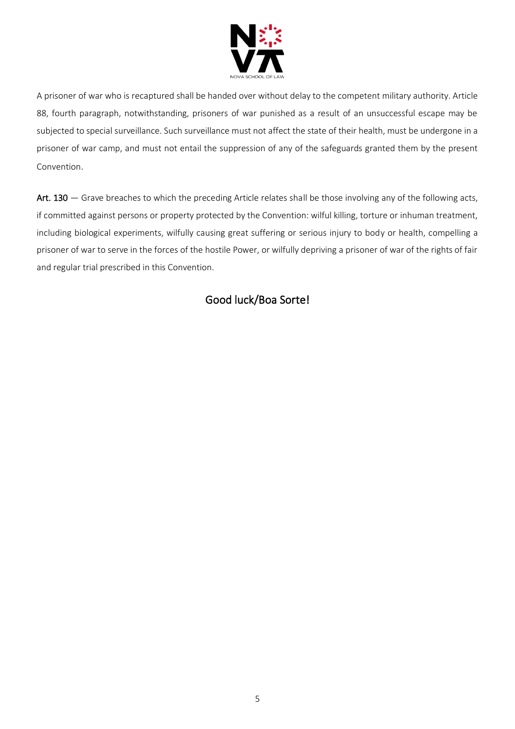A prisoner of war who is recaptured shall be handed over without delay to the competent military authority. Article 88, fourth paragraph, notwithstanding, prisoners of war punished as a result of an unsuccessful escape may be subjected to special surveillance. Such surveillance must not affect the state of their health, must be undergone in a prisoner of war camp, and must not entail the suppression of any of the safeguards granted them by the present Convention.

**Art. 130** — Grave breaches to which the preceding Article relates shall be those involving any of the following acts, if committed against persons or property protected by the Convention: wilful killing, torture or inhuman treatment, including biological experiments, wilfully causing great suffering or serious injury to body or health, compelling a prisoner of war to serve in the forces of the hostile Power, or wilfully depriving a prisoner of war of the rights of fair and regular trial prescribed in this Convention.

## Good luck/Boa Sorte!